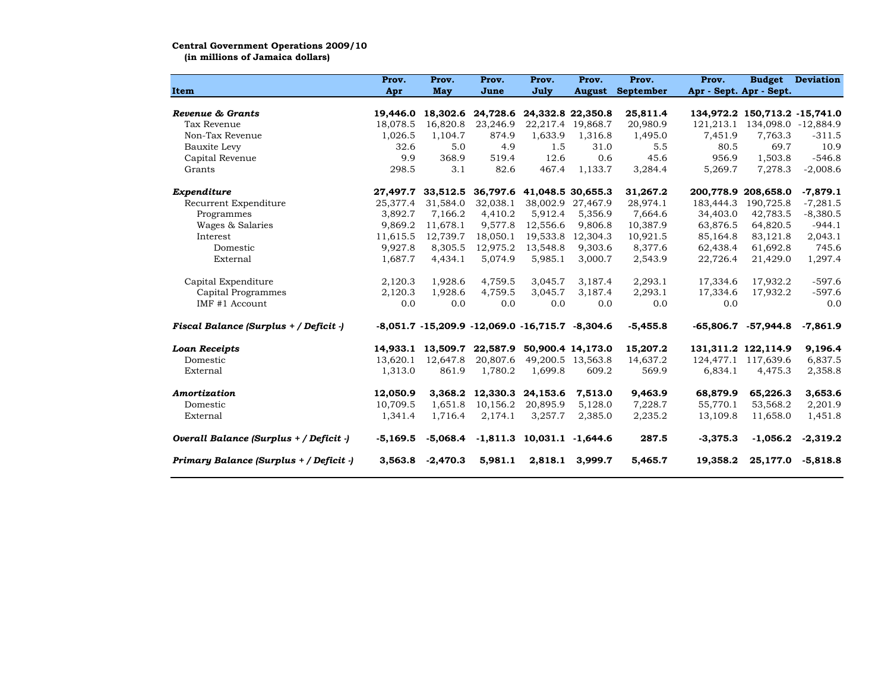**Central Government Operations 2009/10**
**(in millions of Jamaica dollars)**

| Item | Prov. Apr | Prov. May | Prov. June | Prov. July | Prov. August | Prov. September | Prov. Apr - Sept. | Budget Apr - Sept. | Deviation |
|---|---|---|---|---|---|---|---|---|---|
| ***Revenue & Grants*** | **19,446.0** | **18,302.6** | **24,728.6** | **24,332.8** | **22,350.8** | **25,811.4** | **134,972.2** | **150,713.2** | **-15,741.0** |
| Tax Revenue | 18,078.5 | 16,820.8 | 23,246.9 | 22,217.4 | 19,868.7 | 20,980.9 | 121,213.1 | 134,098.0 | -12,884.9 |
| Non-Tax Revenue | 1,026.5 | 1,104.7 | 874.9 | 1,633.9 | 1,316.8 | 1,495.0 | 7,451.9 | 7,763.3 | -311.5 |
| Bauxite Levy | 32.6 | 5.0 | 4.9 | 1.5 | 31.0 | 5.5 | 80.5 | 69.7 | 10.9 |
| Capital Revenue | 9.9 | 368.9 | 519.4 | 12.6 | 0.6 | 45.6 | 956.9 | 1,503.8 | -546.8 |
| Grants | 298.5 | 3.1 | 82.6 | 467.4 | 1,133.7 | 3,284.4 | 5,269.7 | 7,278.3 | -2,008.6 |
| ***Expenditure*** | **27,497.7** | **33,512.5** | **36,797.6** | **41,048.5** | **30,655.3** | **31,267.2** | **200,778.9** | **208,658.0** | **-7,879.1** |
| Recurrent Expenditure | 25,377.4 | 31,584.0 | 32,038.1 | 38,002.9 | 27,467.9 | 28,974.1 | 183,444.3 | 190,725.8 | -7,281.5 |
| Programmes | 3,892.7 | 7,166.2 | 4,410.2 | 5,912.4 | 5,356.9 | 7,664.6 | 34,403.0 | 42,783.5 | -8,380.5 |
| Wages & Salaries | 9,869.2 | 11,678.1 | 9,577.8 | 12,556.6 | 9,806.8 | 10,387.9 | 63,876.5 | 64,820.5 | -944.1 |
| Interest | 11,615.5 | 12,739.7 | 18,050.1 | 19,533.8 | 12,304.3 | 10,921.5 | 85,164.8 | 83,121.8 | 2,043.1 |
| Domestic | 9,927.8 | 8,305.5 | 12,975.2 | 13,548.8 | 9,303.6 | 8,377.6 | 62,438.4 | 61,692.8 | 745.6 |
| External | 1,687.7 | 4,434.1 | 5,074.9 | 5,985.1 | 3,000.7 | 2,543.9 | 22,726.4 | 21,429.0 | 1,297.4 |
| Capital Expenditure | 2,120.3 | 1,928.6 | 4,759.5 | 3,045.7 | 3,187.4 | 2,293.1 | 17,334.6 | 17,932.2 | -597.6 |
| Capital Programmes | 2,120.3 | 1,928.6 | 4,759.5 | 3,045.7 | 3,187.4 | 2,293.1 | 17,334.6 | 17,932.2 | -597.6 |
| IMF #1 Account | 0.0 | 0.0 | 0.0 | 0.0 | 0.0 | 0.0 | 0.0 | | 0.0 |
| ***Fiscal Balance (Surplus + / Deficit -)*** | **-8,051.7** | **-15,209.9** | **-12,069.0** | **-16,715.7** | **-8,304.6** | **-5,455.8** | **-65,806.7** | **-57,944.8** | **-7,861.9** |
| ***Loan Receipts*** | **14,933.1** | **13,509.7** | **22,587.9** | **50,900.4** | **14,173.0** | **15,207.2** | **131,311.2** | **122,114.9** | **9,196.4** |
| Domestic | 13,620.1 | 12,647.8 | 20,807.6 | 49,200.5 | 13,563.8 | 14,637.2 | 124,477.1 | 117,639.6 | 6,837.5 |
| External | 1,313.0 | 861.9 | 1,780.2 | 1,699.8 | 609.2 | 569.9 | 6,834.1 | 4,475.3 | 2,358.8 |
| ***Amortization*** | **12,050.9** | **3,368.2** | **12,330.3** | **24,153.6** | **7,513.0** | **9,463.9** | **68,879.9** | **65,226.3** | **3,653.6** |
| Domestic | 10,709.5 | 1,651.8 | 10,156.2 | 20,895.9 | 5,128.0 | 7,228.7 | 55,770.1 | 53,568.2 | 2,201.9 |
| External | 1,341.4 | 1,716.4 | 2,174.1 | 3,257.7 | 2,385.0 | 2,235.2 | 13,109.8 | 11,658.0 | 1,451.8 |
| ***Overall Balance (Surplus + / Deficit -)*** | **-5,169.5** | **-5,068.4** | **-1,811.3** | **10,031.1** | **-1,644.6** | **287.5** | **-3,375.3** | **-1,056.2** | **-2,319.2** |
| ***Primary Balance (Surplus + / Deficit -)*** | **3,563.8** | **-2,470.3** | **5,981.1** | **2,818.1** | **3,999.7** | **5,465.7** | **19,358.2** | **25,177.0** | **-5,818.8** |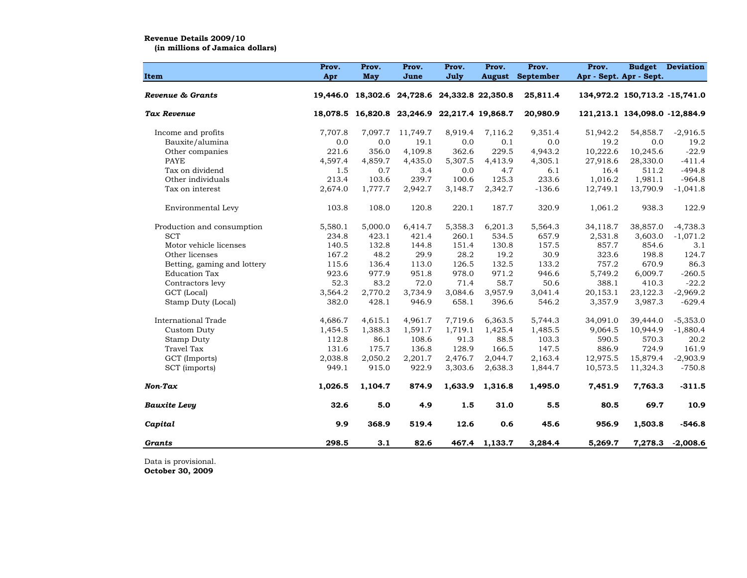**Revenue Details 2009/10**
**(in millions of Jamaica dollars)**

| Item | Prov. Apr | Prov. May | Prov. June | Prov. July | Prov. August | Prov. September | Prov. Apr - Sept. | Budget Apr - Sept. | Deviation |
|---|---|---|---|---|---|---|---|---|---|
| ***Revenue & Grants*** | **19,446.0** | **18,302.6** | **24,728.6** | **24,332.8** | **22,350.8** | **25,811.4** | **134,972.2** | **150,713.2** | **-15,741.0** |
| ***Tax Revenue*** | **18,078.5** | **16,820.8** | **23,246.9** | **22,217.4** | **19,868.7** | **20,980.9** | **121,213.1** | **134,098.0** | **-12,884.9** |
| Income and profits | 7,707.8 | 7,097.7 | 11,749.7 | 8,919.4 | 7,116.2 | 9,351.4 | 51,942.2 | 54,858.7 | -2,916.5 |
| Bauxite/alumina | 0.0 | 0.0 | 19.1 | 0.0 | 0.1 | 0.0 | 19.2 | 0.0 | 19.2 |
| Other companies | 221.6 | 356.0 | 4,109.8 | 362.6 | 229.5 | 4,943.2 | 10,222.6 | 10,245.6 | -22.9 |
| PAYE | 4,597.4 | 4,859.7 | 4,435.0 | 5,307.5 | 4,413.9 | 4,305.1 | 27,918.6 | 28,330.0 | -411.4 |
| Tax on dividend | 1.5 | 0.7 | 3.4 | 0.0 | 4.7 | 6.1 | 16.4 | 511.2 | -494.8 |
| Other individuals | 213.4 | 103.6 | 239.7 | 100.6 | 125.3 | 233.6 | 1,016.2 | 1,981.1 | -964.8 |
| Tax on interest | 2,674.0 | 1,777.7 | 2,942.7 | 3,148.7 | 2,342.7 | -136.6 | 12,749.1 | 13,790.9 | -1,041.8 |
| Environmental Levy | 103.8 | 108.0 | 120.8 | 220.1 | 187.7 | 320.9 | 1,061.2 | 938.3 | 122.9 |
| Production and consumption | 5,580.1 | 5,000.0 | 6,414.7 | 5,358.3 | 6,201.3 | 5,564.3 | 34,118.7 | 38,857.0 | -4,738.3 |
| SCT | 234.8 | 423.1 | 421.4 | 260.1 | 534.5 | 657.9 | 2,531.8 | 3,603.0 | -1,071.2 |
| Motor vehicle licenses | 140.5 | 132.8 | 144.8 | 151.4 | 130.8 | 157.5 | 857.7 | 854.6 | 3.1 |
| Other licenses | 167.2 | 48.2 | 29.9 | 28.2 | 19.2 | 30.9 | 323.6 | 198.8 | 124.7 |
| Betting, gaming and lottery | 115.6 | 136.4 | 113.0 | 126.5 | 132.5 | 133.2 | 757.2 | 670.9 | 86.3 |
| Education Tax | 923.6 | 977.9 | 951.8 | 978.0 | 971.2 | 946.6 | 5,749.2 | 6,009.7 | -260.5 |
| Contractors levy | 52.3 | 83.2 | 72.0 | 71.4 | 58.7 | 50.6 | 388.1 | 410.3 | -22.2 |
| GCT (Local) | 3,564.2 | 2,770.2 | 3,734.9 | 3,084.6 | 3,957.9 | 3,041.4 | 20,153.1 | 23,122.3 | -2,969.2 |
| Stamp Duty (Local) | 382.0 | 428.1 | 946.9 | 658.1 | 396.6 | 546.2 | 3,357.9 | 3,987.3 | -629.4 |
| International Trade | 4,686.7 | 4,615.1 | 4,961.7 | 7,719.6 | 6,363.5 | 5,744.3 | 34,091.0 | 39,444.0 | -5,353.0 |
| Custom Duty | 1,454.5 | 1,388.3 | 1,591.7 | 1,719.1 | 1,425.4 | 1,485.5 | 9,064.5 | 10,944.9 | -1,880.4 |
| Stamp Duty | 112.8 | 86.1 | 108.6 | 91.3 | 88.5 | 103.3 | 590.5 | 570.3 | 20.2 |
| Travel Tax | 131.6 | 175.7 | 136.8 | 128.9 | 166.5 | 147.5 | 886.9 | 724.9 | 161.9 |
| GCT (Imports) | 2,038.8 | 2,050.2 | 2,201.7 | 2,476.7 | 2,044.7 | 2,163.4 | 12,975.5 | 15,879.4 | -2,903.9 |
| SCT (imports) | 949.1 | 915.0 | 922.9 | 3,303.6 | 2,638.3 | 1,844.7 | 10,573.5 | 11,324.3 | -750.8 |
| ***Non-Tax*** | **1,026.5** | **1,104.7** | **874.9** | **1,633.9** | **1,316.8** | **1,495.0** | **7,451.9** | **7,763.3** | **-311.5** |
| ***Bauxite Levy*** | **32.6** | **5.0** | **4.9** | **1.5** | **31.0** | **5.5** | **80.5** | **69.7** | **10.9** |
| ***Capital*** | **9.9** | **368.9** | **519.4** | **12.6** | **0.6** | **45.6** | **956.9** | **1,503.8** | **-546.8** |
| ***Grants*** | **298.5** | **3.1** | **82.6** | **467.4** | **1,133.7** | **3,284.4** | **5,269.7** | **7,278.3** | **-2,008.6** |

Data is provisional.
**October 30, 2009**